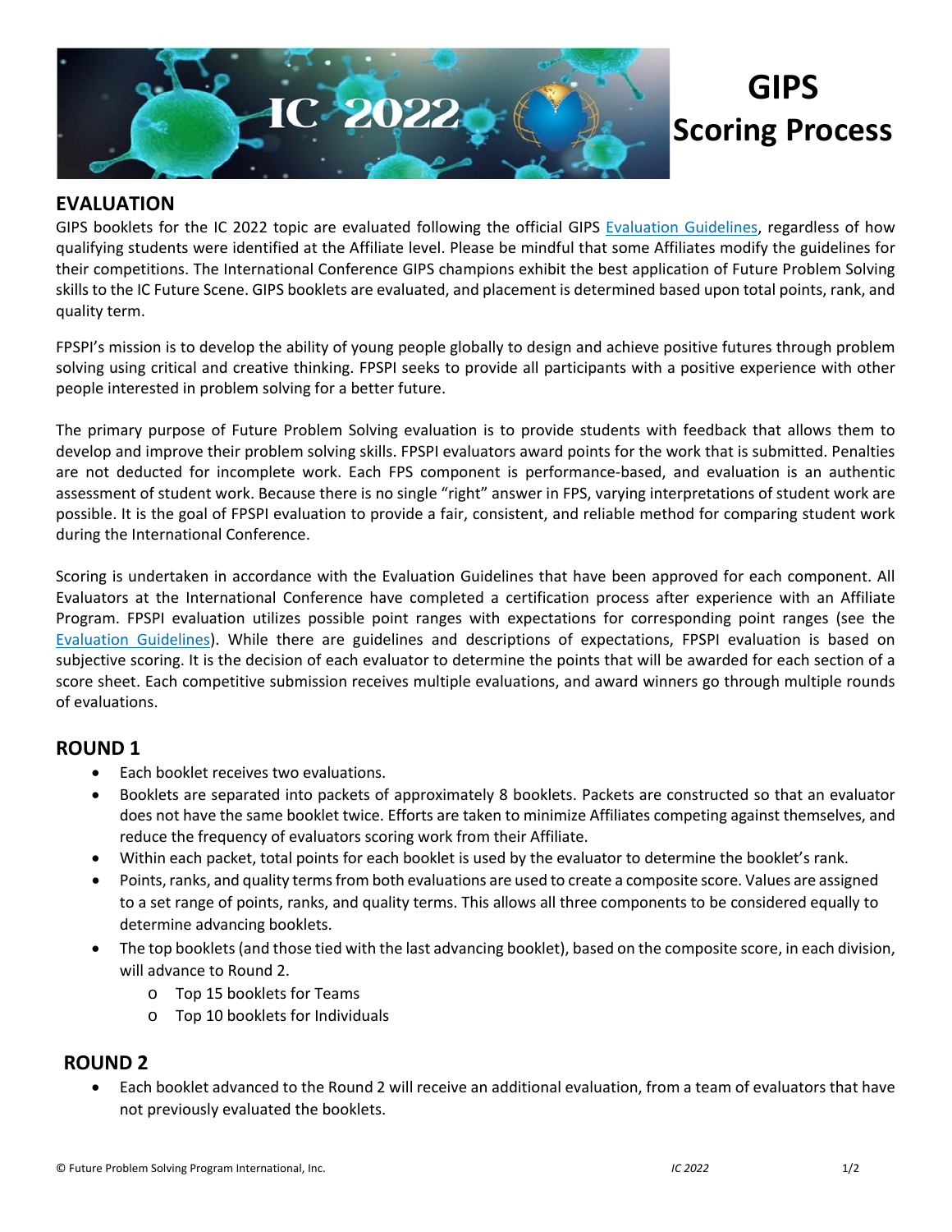# GIPS Scoring Process

## EVALUATION

GIPS booklets for the IC 2022 topic are evaluated following the official GIPS Evaluation Guidelines, regardless of how qualifying students were identified at the Affiliate level. Please be mindful that some Affiliates modify the guidelines for their competitions. The International Conference GIPS champions exhibit the best application of Future Problem Solving skills to the IC Future Scene. GIPS booklets are evaluated, and placement is determined based upon total points, rank, and quality term.

FPSPI's mission is to develop the ability of young people globally to design and achieve positive futures through problem solving using critical and creative thinking. FPSPI seeks to provide all participants with a positive experience with other people interested in problem solving for a better future.

The primary purpose of Future Problem Solving evaluation is to provide students with feedback that allows them to develop and improve their problem solving skills. FPSPI evaluators award points for the work that is submitted. Penalties are not deducted for incomplete work. Each FPS component is performance-based, and evaluation is an authentic assessment of student work. Because there is no single "right" answer in FPS, varying interpretations of student work are possible. It is the goal of FPSPI evaluation to provide a fair, consistent, and reliable method for comparing student work during the International Conference.

Scoring is undertaken in accordance with the Evaluation Guidelines that have been approved for each component. All Evaluators at the International Conference have completed a certification process after experience with an Affiliate Program. FPSPI evaluation utilizes possible point ranges with expectations for corresponding point ranges (see the Evaluation Guidelines). While there are guidelines and descriptions of expectations, FPSPI evaluation is based on subjective scoring. It is the decision of each evaluator to determine the points that will be awarded for each section of a score sheet. Each competitive submission receives multiple evaluations, and award winners go through multiple rounds of evaluations.

## ROUND 1

- Each booklet receives two evaluations.
- Booklets are separated into packets of approximately 8 booklets. Packets are constructed so that an evaluator does not have the same booklet twice. Efforts are taken to minimize Affiliates competing against themselves, and reduce the frequency of evaluators scoring work from their Affiliate.
- Within each packet, total points for each booklet is used by the evaluator to determine the booklet's rank.
- Points, ranks, and quality terms from both evaluations are used to create a composite score. Values are assigned to a set range of points, ranks, and quality terms. This allows all three components to be considered equally to determine advancing booklets.
- The top booklets (and those tied with the last advancing booklet), based on the composite score, in each division, will advance to Round 2.
  - Top 15 booklets for Teams
  - Top 10 booklets for Individuals

## ROUND 2

- Each booklet advanced to the Round 2 will receive an additional evaluation, from a team of evaluators that have not previously evaluated the booklets.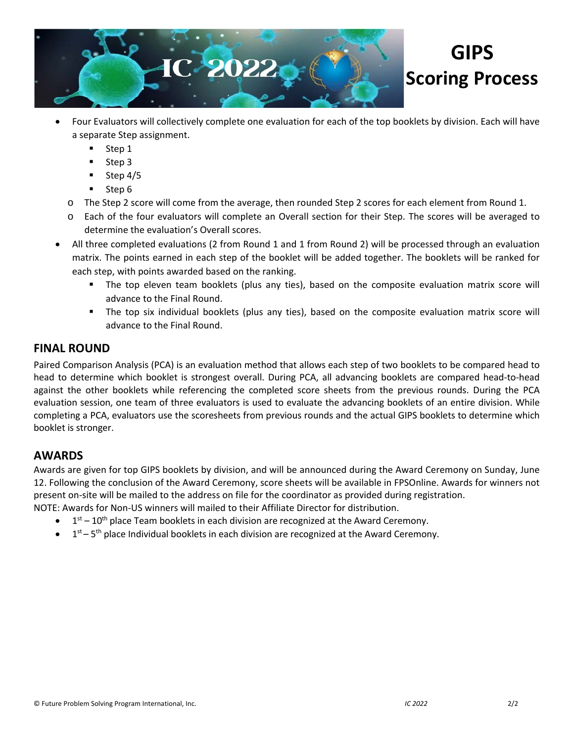# GIPS Scoring Process

- Four Evaluators will collectively complete one evaluation for each of the top booklets by division. Each will have a separate Step assignment.
  - Step 1
  - Step 3
  - Step 4/5
  - Step 6
  - The Step 2 score will come from the average, then rounded Step 2 scores for each element from Round 1.
  - Each of the four evaluators will complete an Overall section for their Step. The scores will be averaged to determine the evaluation's Overall scores.
- All three completed evaluations (2 from Round 1 and 1 from Round 2) will be processed through an evaluation matrix. The points earned in each step of the booklet will be added together. The booklets will be ranked for each step, with points awarded based on the ranking.
  - The top eleven team booklets (plus any ties), based on the composite evaluation matrix score will advance to the Final Round.
  - The top six individual booklets (plus any ties), based on the composite evaluation matrix score will advance to the Final Round.

## FINAL ROUND

Paired Comparison Analysis (PCA) is an evaluation method that allows each step of two booklets to be compared head to head to determine which booklet is strongest overall. During PCA, all advancing booklets are compared head-to-head against the other booklets while referencing the completed score sheets from the previous rounds. During the PCA evaluation session, one team of three evaluators is used to evaluate the advancing booklets of an entire division. While completing a PCA, evaluators use the scoresheets from previous rounds and the actual GIPS booklets to determine which booklet is stronger.

## AWARDS

Awards are given for top GIPS booklets by division, and will be announced during the Award Ceremony on Sunday, June 12. Following the conclusion of the Award Ceremony, score sheets will be available in FPSOnline. Awards for winners not present on-site will be mailed to the address on file for the coordinator as provided during registration.
NOTE: Awards for Non-US winners will mailed to their Affiliate Director for distribution.

- 1st – 10th place Team booklets in each division are recognized at the Award Ceremony.
- 1st – 5th place Individual booklets in each division are recognized at the Award Ceremony.